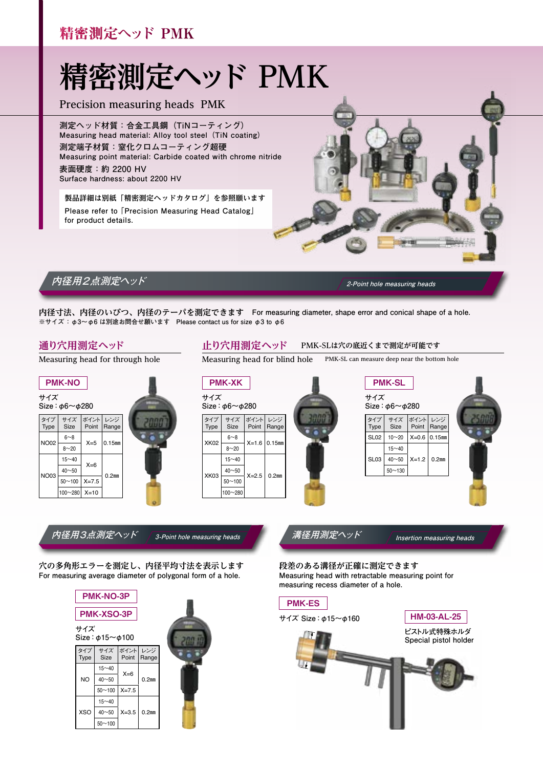# 精密測定ヘッド PMK

Precision measuring heads PMK

測定ヘッド材質：合金工具鋼（TiNコーティング）
Measuring head material: Alloy tool steel（TiN coating）
測定端子材質：窒化クロムコーティング超硬
Measuring point material: Carbide coated with chrome nitride
表面硬度：約 2200 HV
Surface hardness: about 2200 HV

製品詳細は別紙「精密測定ヘッドカタログ」を参照願います
Please refer to「Precision Measuring Head Catalog」 for product details.

## 内径用2点測定ヘッド 2-Point hole measuring heads

内径寸法、内径のいびつ、内径のテーパを測定できます　For measuring diameter, shape error and conical shape of a hole.
※サイズ：φ3~φ6 は別途お問合せ願います　Please contact us for size φ3 to φ6

### 通り穴用測定ヘッド Measuring head for through hole

**PMK-NO**

サイズ
Size：φ6~φ280

| タイプ Type | サイズ Size | ポイント Point | レンジ Range |
|---|---|---|---|
| NO02 | 6~8 | X=5 | 0.15mm |
| | 8~20 | | |
| NO03 | 15~40 | X=6 | 0.2mm |
| | 40~50 | | |
| | 50~100 | X=7.5 | |
| | 100~280 | X=10 | |

### 止り穴用測定ヘッド Measuring head for blind hole

PMK-SLは穴の底近くまで測定が可能です
PMK-SL can measure deep near the bottom hole

**PMK-XK**

サイズ
Size：φ6~φ280

| タイプ Type | サイズ Size | ポイント Point | レンジ Range |
|---|---|---|---|
| XK02 | 6~8 | X=1.6 | 0.15mm |
| | 8~20 | | |
| XK03 | 15~40 | X=2.5 | 0.2mm |
| | 40~50 | | |
| | 50~100 | | |
| | 100~280 | | |

**PMK-SL**

サイズ
Size：φ6~φ280

| タイプ Type | サイズ Size | ポイント Point | レンジ Range |
|---|---|---|---|
| SL02 | 10~20 | X=0.6 | 0.15mm |
| SL03 | 15~40 | X=1.2 | 0.2mm |
| | 40~50 | | |
| | 50~130 | | |

## 内径用3点測定ヘッド 3-Point hole measuring heads

穴の多角形エラーを測定し、内径平均寸法を表示します
For measuring average diameter of polygonal form of a hole.

**PMK-NO-3P**

**PMK-XSO-3P**

サイズ
Size：φ15~φ100

| タイプ Type | サイズ Size | ポイント Point | レンジ Range |
|---|---|---|---|
| NO | 15~40 | X=6 | 0.2mm |
| | 40~50 | | |
| | 50~100 | X=7.5 | |
| XSO | 15~40 | X=3.5 | 0.2mm |
| | 40~50 | | |
| | 50~100 | | |

## 溝径用測定ヘッド Insertion measuring heads

段差のある溝径が正確に測定できます
Measuring head with retractable measuring point for measuring recess diameter of a hole.

**PMK-ES**

サイズ Size：φ15~φ160

**HM-03-AL-25**

ピストル式特殊ホルダ
Special pistol holder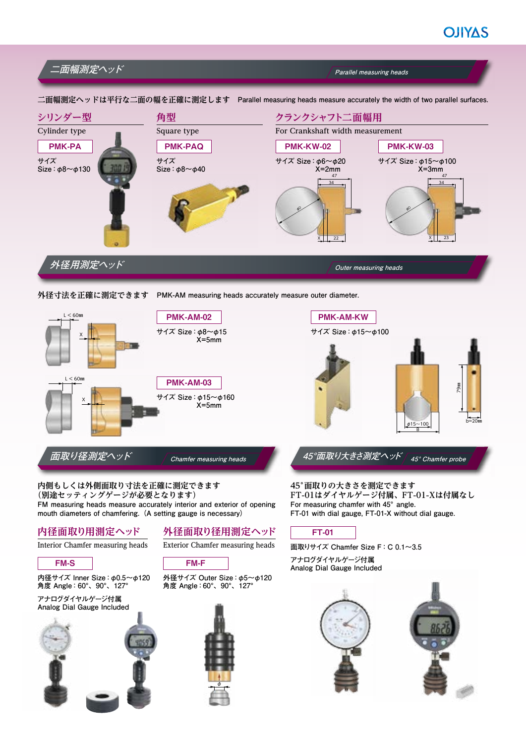## 二面幅測定ヘッド　Parallel measuring heads

二面幅測定ヘッドは平行な二面の幅を正確に測定します　Parallel measuring heads measure accurately the width of two parallel surfaces.

### シリンダー型
Cylinder type

**PMK-PA**

サイズ
Size : φ8～φ130

### 角型
Square type

**PMK-PAQ**

サイズ
Size : φ8～φ40

### クランクシャフト二面幅用
For Crankshaft width measurement

**PMK-KW-02**

サイズ Size : φ6～φ20
X=2mm

**PMK-KW-03**

サイズ Size : φ15～φ100
X=3mm

## 外径用測定ヘッド　Outer measuring heads

外径寸法を正確に測定できます　PMK-AM measuring heads accurately measure outer diameter.

**PMK-AM-02**

サイズ Size : φ8～φ15
X=5mm

**PMK-AM-03**

サイズ Size : φ15～φ160
X=5mm

**PMK-AM-KW**

サイズ Size : φ15～φ100

## 面取り径測定ヘッド　Chamfer measuring heads

内側もしくは外側面取り寸法を正確に測定できます
（別途セッティングゲージが必要となります）
FM measuring heads measure accurately interior and exterior of opening mouth diameters of chamfering.（A setting gauge is necessary）

### 内径面取り用測定ヘッド
Interior Chamfer measuring heads

**FM-S**

内径サイズ Inner Size : φ0.5～φ120
角度 Angle : 60°、90°、127°

アナログダイヤルゲージ付属
Analog Dial Gauge Included

### 外径面取り径用測定ヘッド
Exterior Chamfer measuring heads

**FM-F**

外径サイズ Outer Size : φ5～φ120
角度 Angle : 60°、90°、127°

## 45°面取り大きさ測定ヘッド　45° Chamfer probe

45°面取りの大きさを測定できます
FT-01はダイヤルゲージ付属、FT-01-Xは付属なし
For measuring chamfer with 45° angle.
FT-01 with dial gauge, FT-01-X without dial gauge.

**FT-01**

面取りサイズ Chamfer Size F : C 0.1～3.5

アナログダイヤルゲージ付属
Analog Dial Gauge Included